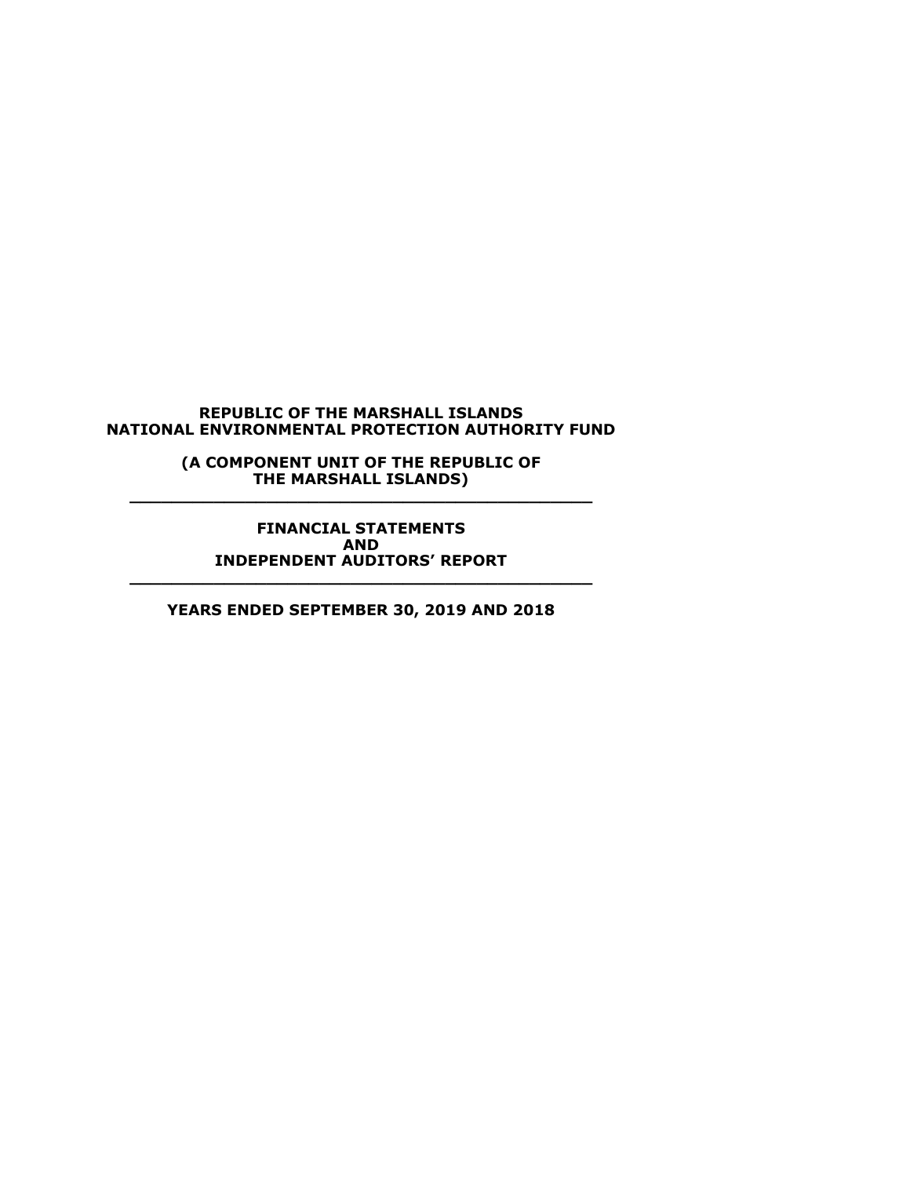# REPUBLIC OF THE MARSHALL ISLANDS
# NATIONAL ENVIRONMENTAL PROTECTION AUTHORITY FUND

**(A COMPONENT UNIT OF THE REPUBLIC OF THE MARSHALL ISLANDS)**

---

**FINANCIAL STATEMENTS**
**AND**
**INDEPENDENT AUDITORS' REPORT**

---

**YEARS ENDED SEPTEMBER 30, 2019 AND 2018**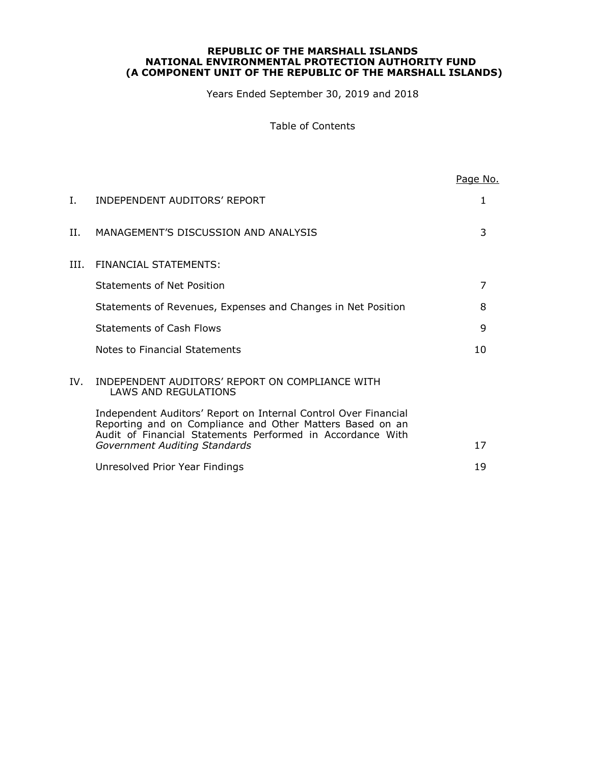**REPUBLIC OF THE MARSHALL ISLANDS**
**NATIONAL ENVIRONMENTAL PROTECTION AUTHORITY FUND**
**(A COMPONENT UNIT OF THE REPUBLIC OF THE MARSHALL ISLANDS)**

Years Ended September 30, 2019 and 2018

Table of Contents

| | | Page No. |
|---|---|---|
| I. | INDEPENDENT AUDITORS' REPORT | 1 |
| II. | MANAGEMENT'S DISCUSSION AND ANALYSIS | 3 |
| III. | FINANCIAL STATEMENTS: | |
| | Statements of Net Position | 7 |
| | Statements of Revenues, Expenses and Changes in Net Position | 8 |
| | Statements of Cash Flows | 9 |
| | Notes to Financial Statements | 10 |
| IV. | INDEPENDENT AUDITORS' REPORT ON COMPLIANCE WITH LAWS AND REGULATIONS | |
| | Independent Auditors' Report on Internal Control Over Financial Reporting and on Compliance and Other Matters Based on an Audit of Financial Statements Performed in Accordance With *Government Auditing Standards* | 17 |
| | Unresolved Prior Year Findings | 19 |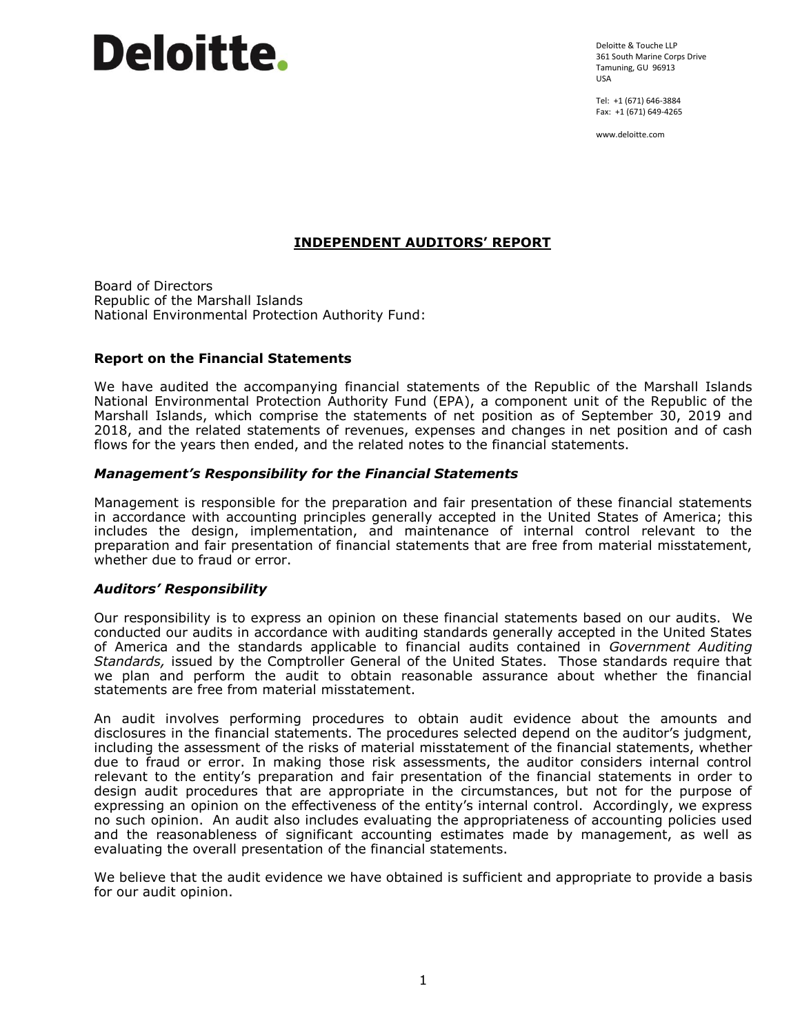Deloitte.

Deloitte & Touche LLP
361 South Marine Corps Drive
Tamuning, GU 96913
USA

Tel: +1 (671) 646-3884
Fax: +1 (671) 649-4265

www.deloitte.com

## INDEPENDENT AUDITORS' REPORT

Board of Directors
Republic of the Marshall Islands
National Environmental Protection Authority Fund:

### Report on the Financial Statements

We have audited the accompanying financial statements of the Republic of the Marshall Islands National Environmental Protection Authority Fund (EPA), a component unit of the Republic of the Marshall Islands, which comprise the statements of net position as of September 30, 2019 and 2018, and the related statements of revenues, expenses and changes in net position and of cash flows for the years then ended, and the related notes to the financial statements.

### *Management's Responsibility for the Financial Statements*

Management is responsible for the preparation and fair presentation of these financial statements in accordance with accounting principles generally accepted in the United States of America; this includes the design, implementation, and maintenance of internal control relevant to the preparation and fair presentation of financial statements that are free from material misstatement, whether due to fraud or error.

### *Auditors' Responsibility*

Our responsibility is to express an opinion on these financial statements based on our audits. We conducted our audits in accordance with auditing standards generally accepted in the United States of America and the standards applicable to financial audits contained in *Government Auditing Standards,* issued by the Comptroller General of the United States. Those standards require that we plan and perform the audit to obtain reasonable assurance about whether the financial statements are free from material misstatement.

An audit involves performing procedures to obtain audit evidence about the amounts and disclosures in the financial statements. The procedures selected depend on the auditor's judgment, including the assessment of the risks of material misstatement of the financial statements, whether due to fraud or error. In making those risk assessments, the auditor considers internal control relevant to the entity's preparation and fair presentation of the financial statements in order to design audit procedures that are appropriate in the circumstances, but not for the purpose of expressing an opinion on the effectiveness of the entity's internal control. Accordingly, we express no such opinion. An audit also includes evaluating the appropriateness of accounting policies used and the reasonableness of significant accounting estimates made by management, as well as evaluating the overall presentation of the financial statements.

We believe that the audit evidence we have obtained is sufficient and appropriate to provide a basis for our audit opinion.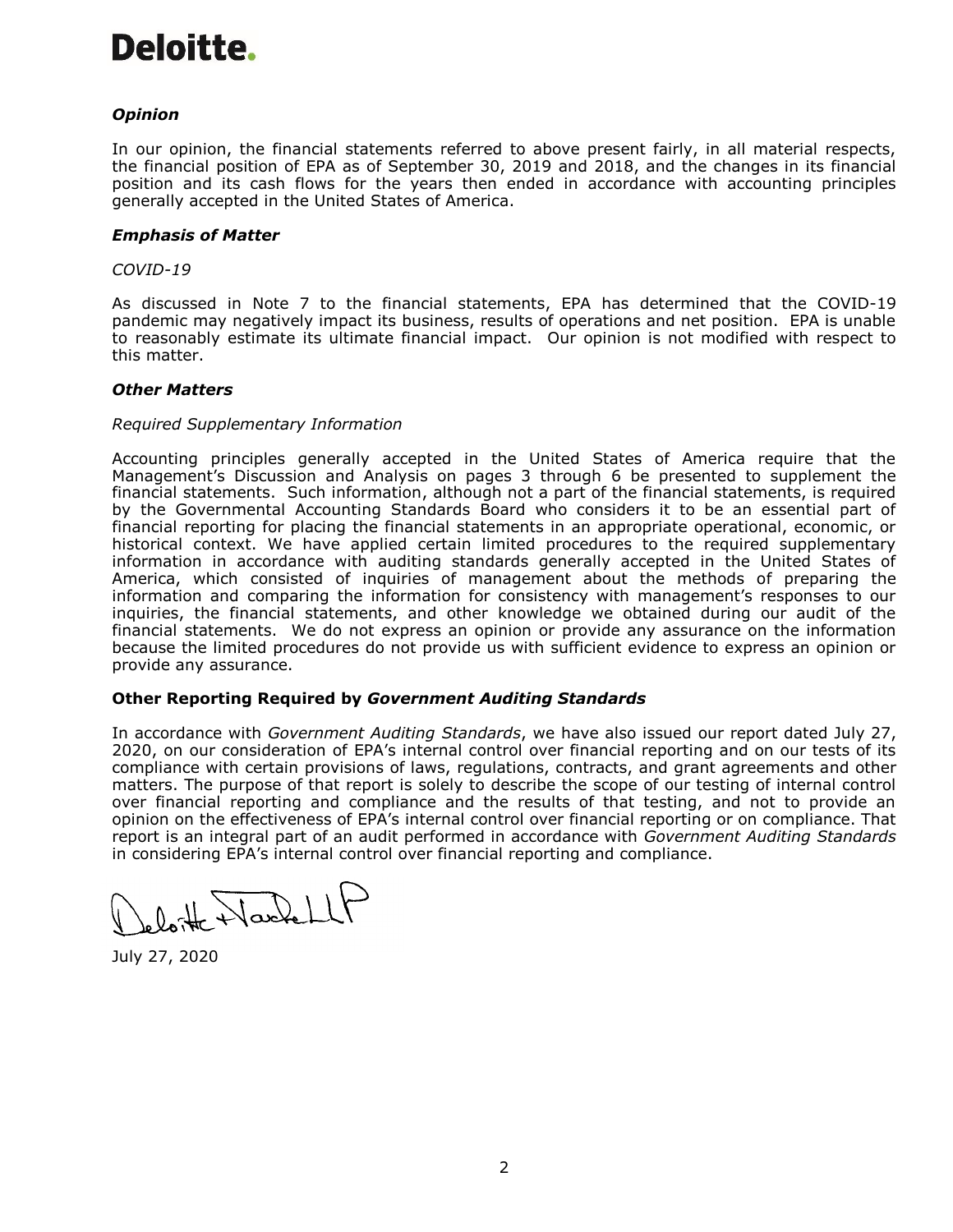# Deloitte.

### *Opinion*

In our opinion, the financial statements referred to above present fairly, in all material respects, the financial position of EPA as of September 30, 2019 and 2018, and the changes in its financial position and its cash flows for the years then ended in accordance with accounting principles generally accepted in the United States of America.

### *Emphasis of Matter*

*COVID-19*

As discussed in Note 7 to the financial statements, EPA has determined that the COVID-19 pandemic may negatively impact its business, results of operations and net position. EPA is unable to reasonably estimate its ultimate financial impact. Our opinion is not modified with respect to this matter.

### *Other Matters*

*Required Supplementary Information*

Accounting principles generally accepted in the United States of America require that the Management's Discussion and Analysis on pages 3 through 6 be presented to supplement the financial statements. Such information, although not a part of the financial statements, is required by the Governmental Accounting Standards Board who considers it to be an essential part of financial reporting for placing the financial statements in an appropriate operational, economic, or historical context. We have applied certain limited procedures to the required supplementary information in accordance with auditing standards generally accepted in the United States of America, which consisted of inquiries of management about the methods of preparing the information and comparing the information for consistency with management's responses to our inquiries, the financial statements, and other knowledge we obtained during our audit of the financial statements. We do not express an opinion or provide any assurance on the information because the limited procedures do not provide us with sufficient evidence to express an opinion or provide any assurance.

### Other Reporting Required by *Government Auditing Standards*

In accordance with *Government Auditing Standards*, we have also issued our report dated July 27, 2020, on our consideration of EPA's internal control over financial reporting and on our tests of its compliance with certain provisions of laws, regulations, contracts, and grant agreements and other matters. The purpose of that report is solely to describe the scope of our testing of internal control over financial reporting and compliance and the results of that testing, and not to provide an opinion on the effectiveness of EPA's internal control over financial reporting or on compliance. That report is an integral part of an audit performed in accordance with *Government Auditing Standards* in considering EPA's internal control over financial reporting and compliance.

Deloitte & Touche LLP

July 27, 2020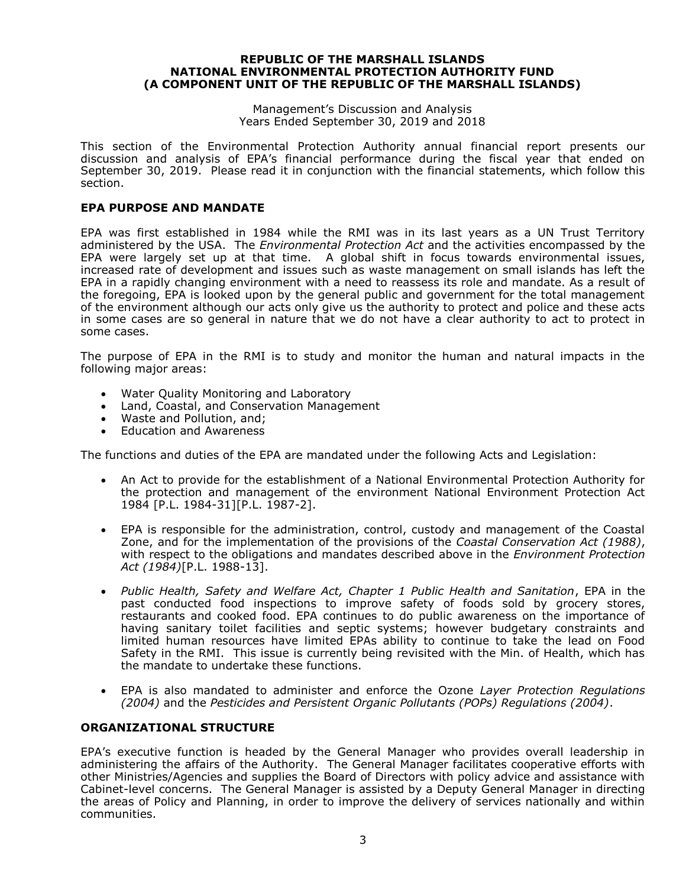**REPUBLIC OF THE MARSHALL ISLANDS**
**NATIONAL ENVIRONMENTAL PROTECTION AUTHORITY FUND**
**(A COMPONENT UNIT OF THE REPUBLIC OF THE MARSHALL ISLANDS)**

Management's Discussion and Analysis
Years Ended September 30, 2019 and 2018

This section of the Environmental Protection Authority annual financial report presents our discussion and analysis of EPA's financial performance during the fiscal year that ended on September 30, 2019. Please read it in conjunction with the financial statements, which follow this section.

## EPA PURPOSE AND MANDATE

EPA was first established in 1984 while the RMI was in its last years as a UN Trust Territory administered by the USA. The *Environmental Protection Act* and the activities encompassed by the EPA were largely set up at that time. A global shift in focus towards environmental issues, increased rate of development and issues such as waste management on small islands has left the EPA in a rapidly changing environment with a need to reassess its role and mandate. As a result of the foregoing, EPA is looked upon by the general public and government for the total management of the environment although our acts only give us the authority to protect and police and these acts in some cases are so general in nature that we do not have a clear authority to act to protect in some cases.

The purpose of EPA in the RMI is to study and monitor the human and natural impacts in the following major areas:

- Water Quality Monitoring and Laboratory
- Land, Coastal, and Conservation Management
- Waste and Pollution, and;
- Education and Awareness

The functions and duties of the EPA are mandated under the following Acts and Legislation:

- An Act to provide for the establishment of a National Environmental Protection Authority for the protection and management of the environment National Environment Protection Act 1984 [P.L. 1984-31][P.L. 1987-2].
- EPA is responsible for the administration, control, custody and management of the Coastal Zone, and for the implementation of the provisions of the *Coastal Conservation Act (1988)*, with respect to the obligations and mandates described above in the *Environment Protection Act (1984)*[P.L. 1988-13].
- *Public Health, Safety and Welfare Act, Chapter 1 Public Health and Sanitation*, EPA in the past conducted food inspections to improve safety of foods sold by grocery stores, restaurants and cooked food. EPA continues to do public awareness on the importance of having sanitary toilet facilities and septic systems; however budgetary constraints and limited human resources have limited EPAs ability to continue to take the lead on Food Safety in the RMI. This issue is currently being revisited with the Min. of Health, which has the mandate to undertake these functions.
- EPA is also mandated to administer and enforce the Ozone *Layer Protection Regulations (2004)* and the *Pesticides and Persistent Organic Pollutants (POPs) Regulations (2004)*.

## ORGANIZATIONAL STRUCTURE

EPA's executive function is headed by the General Manager who provides overall leadership in administering the affairs of the Authority. The General Manager facilitates cooperative efforts with other Ministries/Agencies and supplies the Board of Directors with policy advice and assistance with Cabinet-level concerns. The General Manager is assisted by a Deputy General Manager in directing the areas of Policy and Planning, in order to improve the delivery of services nationally and within communities.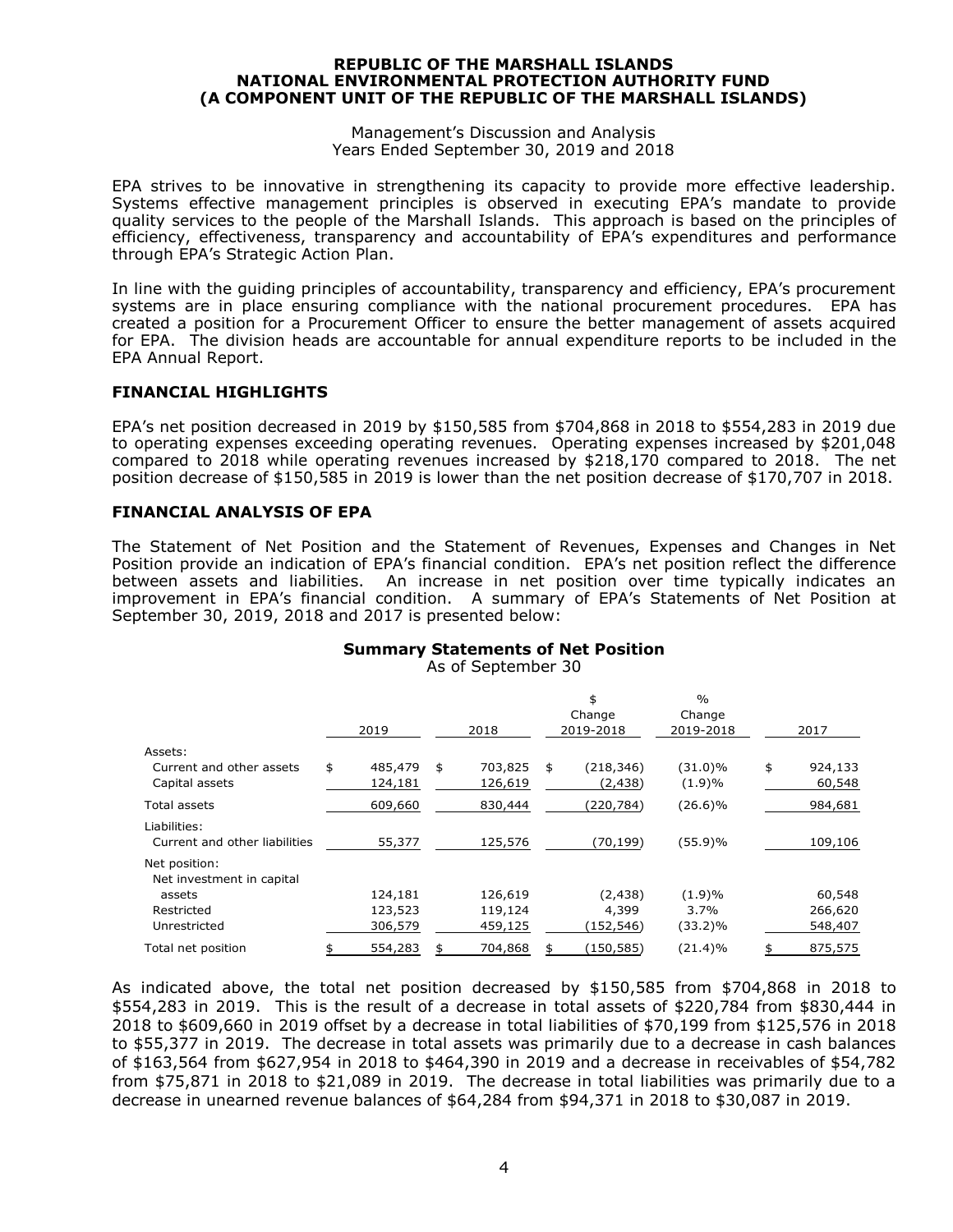EPA strives to be innovative in strengthening its capacity to provide more effective leadership. Systems effective management principles is observed in executing EPA's mandate to provide quality services to the people of the Marshall Islands. This approach is based on the principles of efficiency, effectiveness, transparency and accountability of EPA's expenditures and performance through EPA's Strategic Action Plan.

In line with the guiding principles of accountability, transparency and efficiency, EPA's procurement systems are in place ensuring compliance with the national procurement procedures. EPA has created a position for a Procurement Officer to ensure the better management of assets acquired for EPA. The division heads are accountable for annual expenditure reports to be included in the EPA Annual Report.

## FINANCIAL HIGHLIGHTS

EPA's net position decreased in 2019 by $150,585 from $704,868 in 2018 to $554,283 in 2019 due to operating expenses exceeding operating revenues. Operating expenses increased by $201,048 compared to 2018 while operating revenues increased by $218,170 compared to 2018. The net position decrease of $150,585 in 2019 is lower than the net position decrease of $170,707 in 2018.

## FINANCIAL ANALYSIS OF EPA

The Statement of Net Position and the Statement of Revenues, Expenses and Changes in Net Position provide an indication of EPA's financial condition. EPA's net position reflect the difference between assets and liabilities. An increase in net position over time typically indicates an improvement in EPA's financial condition. A summary of EPA's Statements of Net Position at September 30, 2019, 2018 and 2017 is presented below:

**Summary Statements of Net Position**
As of September 30

| | 2019 | 2018 | $ Change 2019-2018 | % Change 2019-2018 | 2017 |
|---|---|---|---|---|---|
| Assets: | | | | | |
| Current and other assets | $ 485,479 | $ 703,825 | $ (218,346) | (31.0)% | $ 924,133 |
| Capital assets | 124,181 | 126,619 | (2,438) | (1.9)% | 60,548 |
| Total assets | 609,660 | 830,444 | (220,784) | (26.6)% | 984,681 |
| Liabilities: | | | | | |
| Current and other liabilities | 55,377 | 125,576 | (70,199) | (55.9)% | 109,106 |
| Net position: | | | | | |
| Net investment in capital assets | 124,181 | 126,619 | (2,438) | (1.9)% | 60,548 |
| Restricted | 123,523 | 119,124 | 4,399 | 3.7% | 266,620 |
| Unrestricted | 306,579 | 459,125 | (152,546) | (33.2)% | 548,407 |
| Total net position | $ 554,283 | $ 704,868 | $ (150,585) | (21.4)% | $ 875,575 |

As indicated above, the total net position decreased by $150,585 from $704,868 in 2018 to $554,283 in 2019. This is the result of a decrease in total assets of $220,784 from $830,444 in 2018 to $609,660 in 2019 offset by a decrease in total liabilities of $70,199 from $125,576 in 2018 to $55,377 in 2019. The decrease in total assets was primarily due to a decrease in cash balances of $163,564 from $627,954 in 2018 to $464,390 in 2019 and a decrease in receivables of $54,782 from $75,871 in 2018 to $21,089 in 2019. The decrease in total liabilities was primarily due to a decrease in unearned revenue balances of $64,284 from $94,371 in 2018 to $30,087 in 2019.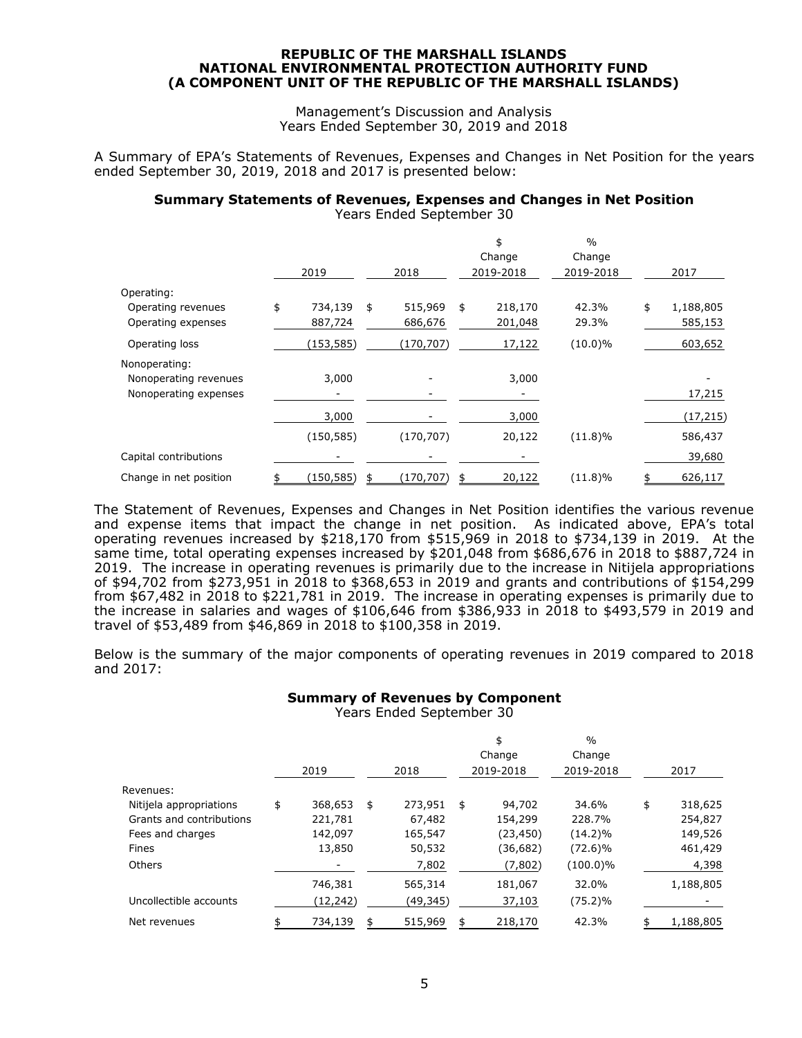**REPUBLIC OF THE MARSHALL ISLANDS**
**NATIONAL ENVIRONMENTAL PROTECTION AUTHORITY FUND**
**(A COMPONENT UNIT OF THE REPUBLIC OF THE MARSHALL ISLANDS)**

Management's Discussion and Analysis
Years Ended September 30, 2019 and 2018

A Summary of EPA's Statements of Revenues, Expenses and Changes in Net Position for the years ended September 30, 2019, 2018 and 2017 is presented below:

### Summary Statements of Revenues, Expenses and Changes in Net Position
Years Ended September 30

| | 2019 | 2018 | $ Change 2019-2018 | % Change 2019-2018 | 2017 |
|---|---|---|---|---|---|
| Operating: | | | | | |
| Operating revenues | $ 734,139 | $ 515,969 | $ 218,170 | 42.3% | $ 1,188,805 |
| Operating expenses | 887,724 | 686,676 | 201,048 | 29.3% | 585,153 |
| Operating loss | (153,585) | (170,707) | 17,122 | (10.0)% | 603,652 |
| Nonoperating: | | | | | |
| Nonoperating revenues | 3,000 | - | 3,000 | | - |
| Nonoperating expenses | - | - | - | | 17,215 |
| | 3,000 | - | 3,000 | | (17,215) |
| | (150,585) | (170,707) | 20,122 | (11.8)% | 586,437 |
| Capital contributions | - | - | - | | 39,680 |
| Change in net position | $ (150,585) | $ (170,707) | $ 20,122 | (11.8)% | $ 626,117 |

The Statement of Revenues, Expenses and Changes in Net Position identifies the various revenue and expense items that impact the change in net position. As indicated above, EPA's total operating revenues increased by $218,170 from $515,969 in 2018 to $734,139 in 2019. At the same time, total operating expenses increased by $201,048 from $686,676 in 2018 to $887,724 in 2019. The increase in operating revenues is primarily due to the increase in Nitijela appropriations of $94,702 from $273,951 in 2018 to $368,653 in 2019 and grants and contributions of $154,299 from $67,482 in 2018 to $221,781 in 2019. The increase in operating expenses is primarily due to the increase in salaries and wages of $106,646 from $386,933 in 2018 to $493,579 in 2019 and travel of $53,489 from $46,869 in 2018 to $100,358 in 2019.

Below is the summary of the major components of operating revenues in 2019 compared to 2018 and 2017:

### Summary of Revenues by Component
Years Ended September 30

| | 2019 | 2018 | $ Change 2019-2018 | % Change 2019-2018 | 2017 |
|---|---|---|---|---|---|
| Revenues: | | | | | |
| Nitijela appropriations | $ 368,653 | $ 273,951 | $ 94,702 | 34.6% | $ 318,625 |
| Grants and contributions | 221,781 | 67,482 | 154,299 | 228.7% | 254,827 |
| Fees and charges | 142,097 | 165,547 | (23,450) | (14.2)% | 149,526 |
| Fines | 13,850 | 50,532 | (36,682) | (72.6)% | 461,429 |
| Others | - | 7,802 | (7,802) | (100.0)% | 4,398 |
| | 746,381 | 565,314 | 181,067 | 32.0% | 1,188,805 |
| Uncollectible accounts | (12,242) | (49,345) | 37,103 | (75.2)% | - |
| Net revenues | $ 734,139 | $ 515,969 | $ 218,170 | 42.3% | $ 1,188,805 |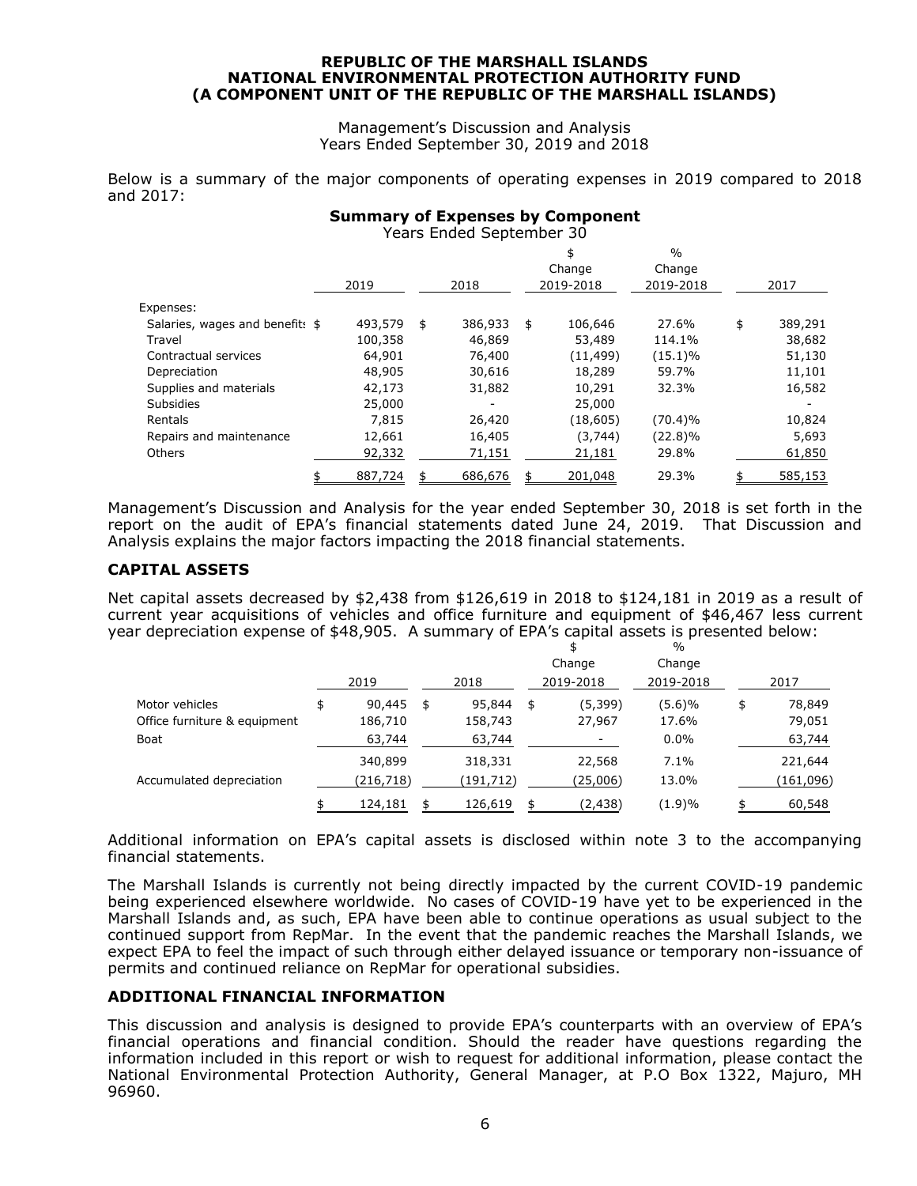Below is a summary of the major components of operating expenses in 2019 compared to 2018 and 2017:

**Summary of Expenses by Component**

Years Ended September 30

| | 2019 | 2018 | $ Change 2019-2018 | % Change 2019-2018 | 2017 |
|---|---|---|---|---|---|
| Expenses: | | | | | |
| Salaries, wages and benefits | $ 493,579 | $ 386,933 | $ 106,646 | 27.6% | $ 389,291 |
| Travel | 100,358 | 46,869 | 53,489 | 114.1% | 38,682 |
| Contractual services | 64,901 | 76,400 | (11,499) | (15.1)% | 51,130 |
| Depreciation | 48,905 | 30,616 | 18,289 | 59.7% | 11,101 |
| Supplies and materials | 42,173 | 31,882 | 10,291 | 32.3% | 16,582 |
| Subsidies | 25,000 | - | 25,000 | | - |
| Rentals | 7,815 | 26,420 | (18,605) | (70.4)% | 10,824 |
| Repairs and maintenance | 12,661 | 16,405 | (3,744) | (22.8)% | 5,693 |
| Others | 92,332 | 71,151 | 21,181 | 29.8% | 61,850 |
| | $ 887,724 | $ 686,676 | $ 201,048 | 29.3% | $ 585,153 |

Management's Discussion and Analysis for the year ended September 30, 2018 is set forth in the report on the audit of EPA's financial statements dated June 24, 2019. That Discussion and Analysis explains the major factors impacting the 2018 financial statements.

## CAPITAL ASSETS

Net capital assets decreased by $2,438 from $126,619 in 2018 to $124,181 in 2019 as a result of current year acquisitions of vehicles and office furniture and equipment of $46,467 less current year depreciation expense of $48,905. A summary of EPA's capital assets is presented below:

| | 2019 | 2018 | $ Change 2019-2018 | % Change 2019-2018 | 2017 |
|---|---|---|---|---|---|
| Motor vehicles | $ 90,445 | $ 95,844 | $ (5,399) | (5.6)% | $ 78,849 |
| Office furniture & equipment | 186,710 | 158,743 | 27,967 | 17.6% | 79,051 |
| Boat | 63,744 | 63,744 | - | 0.0% | 63,744 |
| | 340,899 | 318,331 | 22,568 | 7.1% | 221,644 |
| Accumulated depreciation | (216,718) | (191,712) | (25,006) | 13.0% | (161,096) |
| | $ 124,181 | $ 126,619 | $ (2,438) | (1.9)% | $ 60,548 |

Additional information on EPA's capital assets is disclosed within note 3 to the accompanying financial statements.

The Marshall Islands is currently not being directly impacted by the current COVID-19 pandemic being experienced elsewhere worldwide. No cases of COVID-19 have yet to be experienced in the Marshall Islands and, as such, EPA have been able to continue operations as usual subject to the continued support from RepMar. In the event that the pandemic reaches the Marshall Islands, we expect EPA to feel the impact of such through either delayed issuance or temporary non-issuance of permits and continued reliance on RepMar for operational subsidies.

## ADDITIONAL FINANCIAL INFORMATION

This discussion and analysis is designed to provide EPA's counterparts with an overview of EPA's financial operations and financial condition. Should the reader have questions regarding the information included in this report or wish to request for additional information, please contact the National Environmental Protection Authority, General Manager, at P.O Box 1322, Majuro, MH 96960.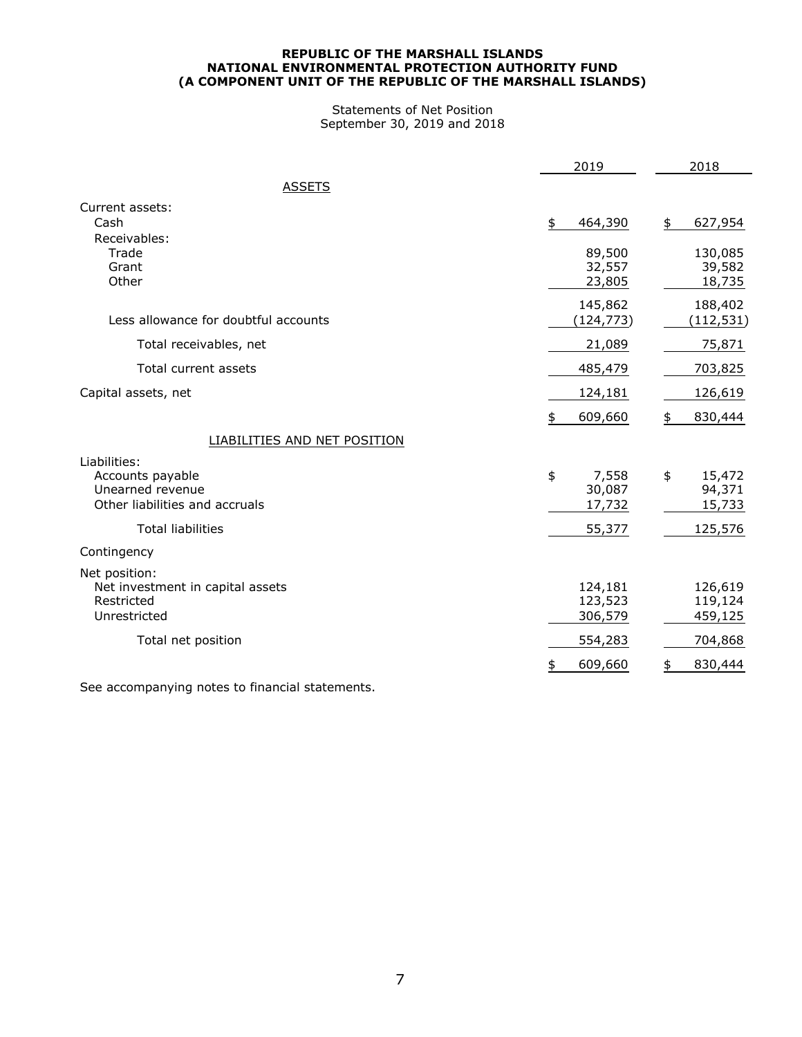**REPUBLIC OF THE MARSHALL ISLANDS**
**NATIONAL ENVIRONMENTAL PROTECTION AUTHORITY FUND**
**(A COMPONENT UNIT OF THE REPUBLIC OF THE MARSHALL ISLANDS)**

Statements of Net Position
September 30, 2019 and 2018

| | 2019 | 2018 |
|---|---|---|
| ASSETS | | |
| Current assets: | | |
| Cash | $ 464,390 | $ 627,954 |
| Receivables: | | |
| Trade | 89,500 | 130,085 |
| Grant | 32,557 | 39,582 |
| Other | 23,805 | 18,735 |
| | 145,862 | 188,402 |
| Less allowance for doubtful accounts | (124,773) | (112,531) |
| Total receivables, net | 21,089 | 75,871 |
| Total current assets | 485,479 | 703,825 |
| Capital assets, net | 124,181 | 126,619 |
| | $ 609,660 | $ 830,444 |
| LIABILITIES AND NET POSITION | | |
| Liabilities: | | |
| Accounts payable | $ 7,558 | $ 15,472 |
| Unearned revenue | 30,087 | 94,371 |
| Other liabilities and accruals | 17,732 | 15,733 |
| Total liabilities | 55,377 | 125,576 |
| Contingency | | |
| Net position: | | |
| Net investment in capital assets | 124,181 | 126,619 |
| Restricted | 123,523 | 119,124 |
| Unrestricted | 306,579 | 459,125 |
| Total net position | 554,283 | 704,868 |
| | $ 609,660 | $ 830,444 |

See accompanying notes to financial statements.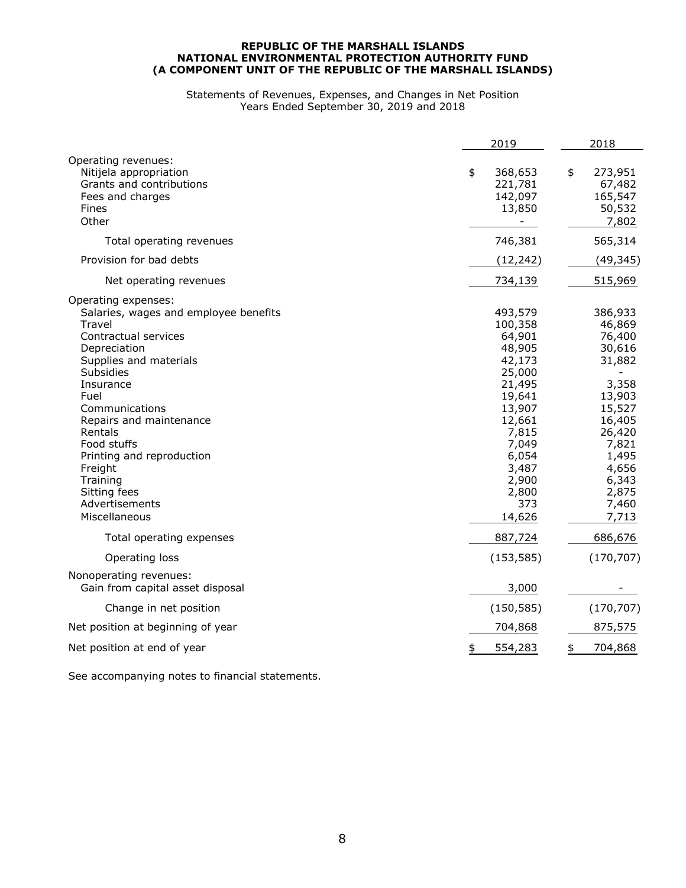**REPUBLIC OF THE MARSHALL ISLANDS**
**NATIONAL ENVIRONMENTAL PROTECTION AUTHORITY FUND**
**(A COMPONENT UNIT OF THE REPUBLIC OF THE MARSHALL ISLANDS)**

Statements of Revenues, Expenses, and Changes in Net Position
Years Ended September 30, 2019 and 2018

| | 2019 | 2018 |
|---|---|---|
| Operating revenues: | | |
| Nitijela appropriation | $ 368,653 | $ 273,951 |
| Grants and contributions | 221,781 | 67,482 |
| Fees and charges | 142,097 | 165,547 |
| Fines | 13,850 | 50,532 |
| Other | - | 7,802 |
| Total operating revenues | 746,381 | 565,314 |
| Provision for bad debts | (12,242) | (49,345) |
| Net operating revenues | 734,139 | 515,969 |
| Operating expenses: | | |
| Salaries, wages and employee benefits | 493,579 | 386,933 |
| Travel | 100,358 | 46,869 |
| Contractual services | 64,901 | 76,400 |
| Depreciation | 48,905 | 30,616 |
| Supplies and materials | 42,173 | 31,882 |
| Subsidies | 25,000 | - |
| Insurance | 21,495 | 3,358 |
| Fuel | 19,641 | 13,903 |
| Communications | 13,907 | 15,527 |
| Repairs and maintenance | 12,661 | 16,405 |
| Rentals | 7,815 | 26,420 |
| Food stuffs | 7,049 | 7,821 |
| Printing and reproduction | 6,054 | 1,495 |
| Freight | 3,487 | 4,656 |
| Training | 2,900 | 6,343 |
| Sitting fees | 2,800 | 2,875 |
| Advertisements | 373 | 7,460 |
| Miscellaneous | 14,626 | 7,713 |
| Total operating expenses | 887,724 | 686,676 |
| Operating loss | (153,585) | (170,707) |
| Nonoperating revenues: | | |
| Gain from capital asset disposal | 3,000 | - |
| Change in net position | (150,585) | (170,707) |
| Net position at beginning of year | 704,868 | 875,575 |
| Net position at end of year | $ 554,283 | $ 704,868 |

See accompanying notes to financial statements.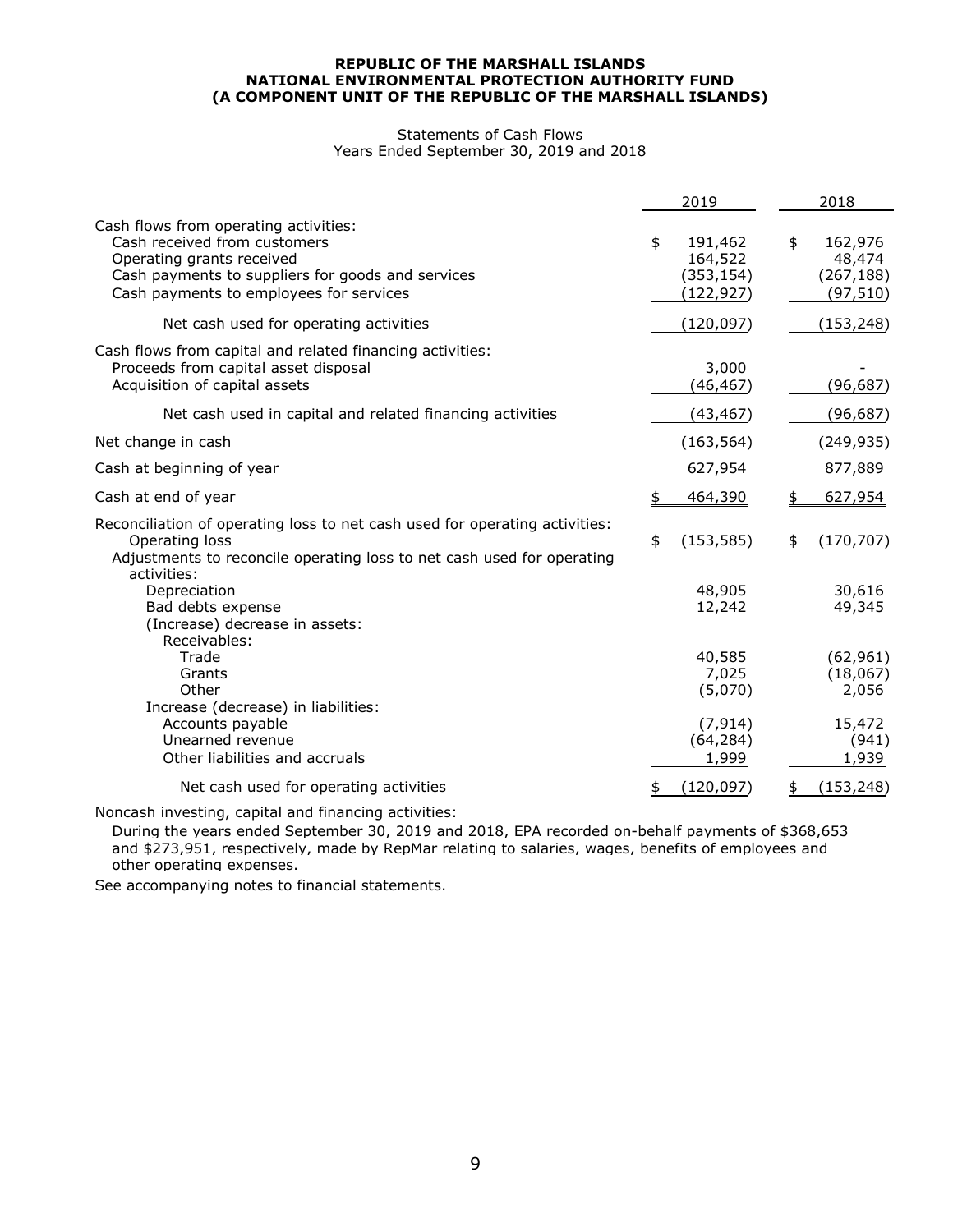**REPUBLIC OF THE MARSHALL ISLANDS**
**NATIONAL ENVIRONMENTAL PROTECTION AUTHORITY FUND**
**(A COMPONENT UNIT OF THE REPUBLIC OF THE MARSHALL ISLANDS)**

Statements of Cash Flows
Years Ended September 30, 2019 and 2018

| | 2019 | 2018 |
|---|---|---|
| Cash flows from operating activities: | | |
| Cash received from customers | $ 191,462 | $ 162,976 |
| Operating grants received | 164,522 | 48,474 |
| Cash payments to suppliers for goods and services | (353,154) | (267,188) |
| Cash payments to employees for services | (122,927) | (97,510) |
| Net cash used for operating activities | (120,097) | (153,248) |
| Cash flows from capital and related financing activities: | | |
| Proceeds from capital asset disposal | 3,000 | - |
| Acquisition of capital assets | (46,467) | (96,687) |
| Net cash used in capital and related financing activities | (43,467) | (96,687) |
| Net change in cash | (163,564) | (249,935) |
| Cash at beginning of year | 627,954 | 877,889 |
| Cash at end of year | $ 464,390 | $ 627,954 |
| Reconciliation of operating loss to net cash used for operating activities: | | |
| Operating loss | $ (153,585) | $ (170,707) |
| Adjustments to reconcile operating loss to net cash used for operating activities: | | |
| Depreciation | 48,905 | 30,616 |
| Bad debts expense | 12,242 | 49,345 |
| (Increase) decrease in assets: | | |
| Receivables: | | |
| Trade | 40,585 | (62,961) |
| Grants | 7,025 | (18,067) |
| Other | (5,070) | 2,056 |
| Increase (decrease) in liabilities: | | |
| Accounts payable | (7,914) | 15,472 |
| Unearned revenue | (64,284) | (941) |
| Other liabilities and accruals | 1,999 | 1,939 |
| Net cash used for operating activities | $ (120,097) | $ (153,248) |

Noncash investing, capital and financing activities:

During the years ended September 30, 2019 and 2018, EPA recorded on-behalf payments of $368,653 and $273,951, respectively, made by RepMar relating to salaries, wages, benefits of employees and other operating expenses.

See accompanying notes to financial statements.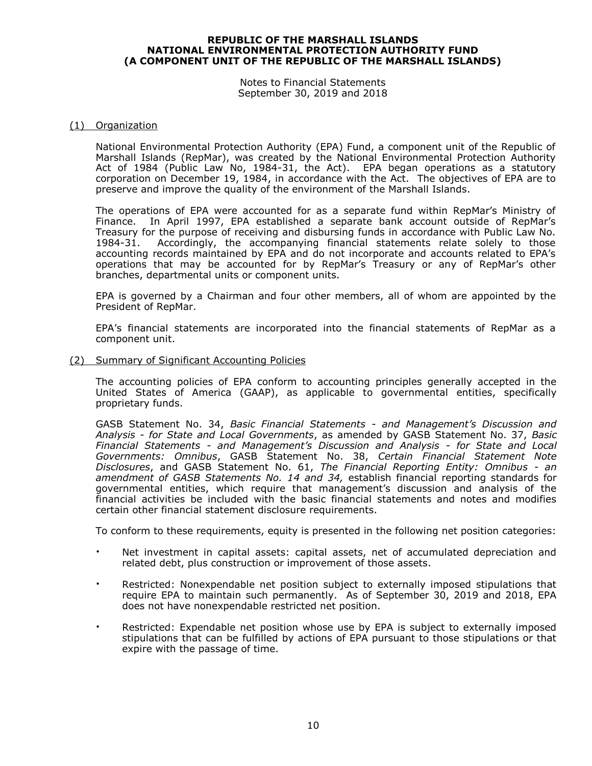# REPUBLIC OF THE MARSHALL ISLANDS
# NATIONAL ENVIRONMENTAL PROTECTION AUTHORITY FUND
# (A COMPONENT UNIT OF THE REPUBLIC OF THE MARSHALL ISLANDS)

Notes to Financial Statements
September 30, 2019 and 2018

## (1) Organization

National Environmental Protection Authority (EPA) Fund, a component unit of the Republic of Marshall Islands (RepMar), was created by the National Environmental Protection Authority Act of 1984 (Public Law No, 1984-31, the Act). EPA began operations as a statutory corporation on December 19, 1984, in accordance with the Act. The objectives of EPA are to preserve and improve the quality of the environment of the Marshall Islands.

The operations of EPA were accounted for as a separate fund within RepMar's Ministry of Finance. In April 1997, EPA established a separate bank account outside of RepMar's Treasury for the purpose of receiving and disbursing funds in accordance with Public Law No. 1984-31. Accordingly, the accompanying financial statements relate solely to those accounting records maintained by EPA and do not incorporate and accounts related to EPA's operations that may be accounted for by RepMar's Treasury or any of RepMar's other branches, departmental units or component units.

EPA is governed by a Chairman and four other members, all of whom are appointed by the President of RepMar.

EPA's financial statements are incorporated into the financial statements of RepMar as a component unit.

## (2) Summary of Significant Accounting Policies

The accounting policies of EPA conform to accounting principles generally accepted in the United States of America (GAAP), as applicable to governmental entities, specifically proprietary funds.

GASB Statement No. 34, *Basic Financial Statements - and Management's Discussion and Analysis - for State and Local Governments*, as amended by GASB Statement No. 37, *Basic Financial Statements - and Management's Discussion and Analysis - for State and Local Governments: Omnibus*, GASB Statement No. 38, *Certain Financial Statement Note Disclosures*, and GASB Statement No. 61, *The Financial Reporting Entity: Omnibus - an amendment of GASB Statements No. 14 and 34,* establish financial reporting standards for governmental entities, which require that management's discussion and analysis of the financial activities be included with the basic financial statements and notes and modifies certain other financial statement disclosure requirements.

To conform to these requirements, equity is presented in the following net position categories:

- Net investment in capital assets: capital assets, net of accumulated depreciation and related debt, plus construction or improvement of those assets.
- Restricted: Nonexpendable net position subject to externally imposed stipulations that require EPA to maintain such permanently. As of September 30, 2019 and 2018, EPA does not have nonexpendable restricted net position.
- Restricted: Expendable net position whose use by EPA is subject to externally imposed stipulations that can be fulfilled by actions of EPA pursuant to those stipulations or that expire with the passage of time.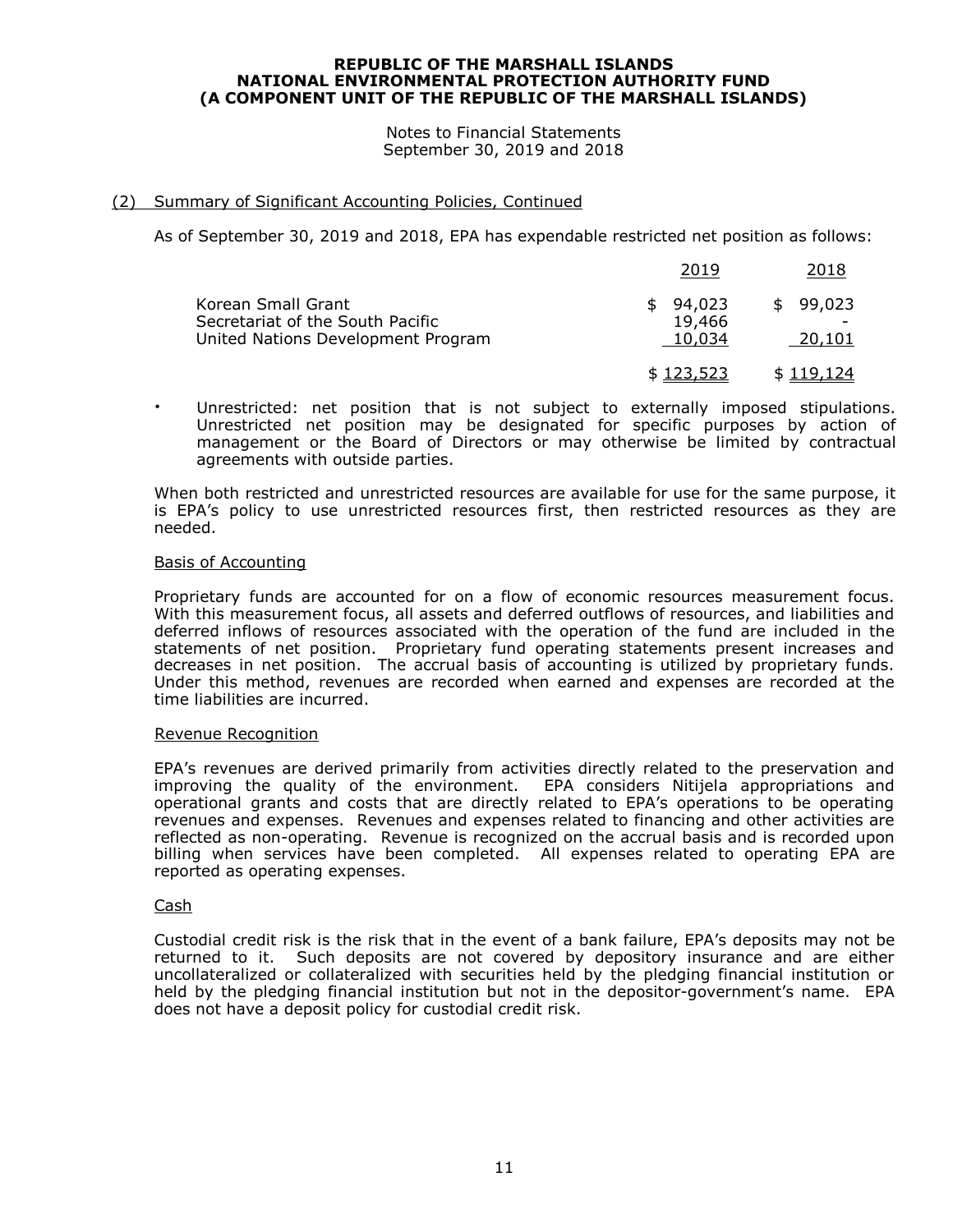# REPUBLIC OF THE MARSHALL ISLANDS
# NATIONAL ENVIRONMENTAL PROTECTION AUTHORITY FUND
# (A COMPONENT UNIT OF THE REPUBLIC OF THE MARSHALL ISLANDS)

Notes to Financial Statements
September 30, 2019 and 2018

## (2) Summary of Significant Accounting Policies, Continued

As of September 30, 2019 and 2018, EPA has expendable restricted net position as follows:

| | 2019 | 2018 |
|---|---|---|
| Korean Small Grant | $ 94,023 | $ 99,023 |
| Secretariat of the South Pacific | 19,466 | - |
| United Nations Development Program | 10,034 | 20,101 |
| | $ 123,523 | $ 119,124 |

- Unrestricted: net position that is not subject to externally imposed stipulations. Unrestricted net position may be designated for specific purposes by action of management or the Board of Directors or may otherwise be limited by contractual agreements with outside parties.

When both restricted and unrestricted resources are available for use for the same purpose, it is EPA's policy to use unrestricted resources first, then restricted resources as they are needed.

### Basis of Accounting

Proprietary funds are accounted for on a flow of economic resources measurement focus. With this measurement focus, all assets and deferred outflows of resources, and liabilities and deferred inflows of resources associated with the operation of the fund are included in the statements of net position. Proprietary fund operating statements present increases and decreases in net position. The accrual basis of accounting is utilized by proprietary funds. Under this method, revenues are recorded when earned and expenses are recorded at the time liabilities are incurred.

### Revenue Recognition

EPA's revenues are derived primarily from activities directly related to the preservation and improving the quality of the environment. EPA considers Nitijela appropriations and operational grants and costs that are directly related to EPA's operations to be operating revenues and expenses. Revenues and expenses related to financing and other activities are reflected as non-operating. Revenue is recognized on the accrual basis and is recorded upon billing when services have been completed. All expenses related to operating EPA are reported as operating expenses.

### Cash

Custodial credit risk is the risk that in the event of a bank failure, EPA's deposits may not be returned to it. Such deposits are not covered by depository insurance and are either uncollateralized or collateralized with securities held by the pledging financial institution or held by the pledging financial institution but not in the depositor-government's name. EPA does not have a deposit policy for custodial credit risk.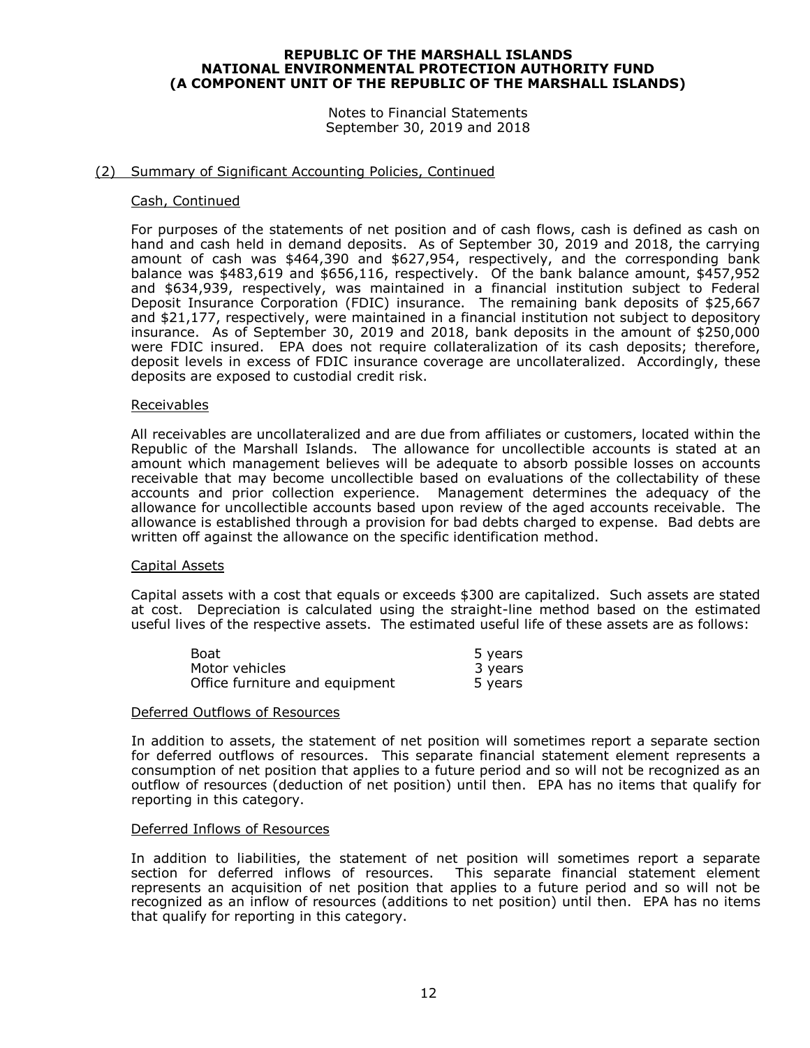**REPUBLIC OF THE MARSHALL ISLANDS**
**NATIONAL ENVIRONMENTAL PROTECTION AUTHORITY FUND**
**(A COMPONENT UNIT OF THE REPUBLIC OF THE MARSHALL ISLANDS)**

Notes to Financial Statements
September 30, 2019 and 2018

## (2) Summary of Significant Accounting Policies, Continued

### Cash, Continued

For purposes of the statements of net position and of cash flows, cash is defined as cash on hand and cash held in demand deposits. As of September 30, 2019 and 2018, the carrying amount of cash was $464,390 and $627,954, respectively, and the corresponding bank balance was $483,619 and $656,116, respectively. Of the bank balance amount, $457,952 and $634,939, respectively, was maintained in a financial institution subject to Federal Deposit Insurance Corporation (FDIC) insurance. The remaining bank deposits of $25,667 and $21,177, respectively, were maintained in a financial institution not subject to depository insurance. As of September 30, 2019 and 2018, bank deposits in the amount of $250,000 were FDIC insured. EPA does not require collateralization of its cash deposits; therefore, deposit levels in excess of FDIC insurance coverage are uncollateralized. Accordingly, these deposits are exposed to custodial credit risk.

### Receivables

All receivables are uncollateralized and are due from affiliates or customers, located within the Republic of the Marshall Islands. The allowance for uncollectible accounts is stated at an amount which management believes will be adequate to absorb possible losses on accounts receivable that may become uncollectible based on evaluations of the collectability of these accounts and prior collection experience. Management determines the adequacy of the allowance for uncollectible accounts based upon review of the aged accounts receivable. The allowance is established through a provision for bad debts charged to expense. Bad debts are written off against the allowance on the specific identification method.

### Capital Assets

Capital assets with a cost that equals or exceeds $300 are capitalized. Such assets are stated at cost. Depreciation is calculated using the straight-line method based on the estimated useful lives of the respective assets. The estimated useful life of these assets are as follows:

| | |
|---|---|
| Boat | 5 years |
| Motor vehicles | 3 years |
| Office furniture and equipment | 5 years |

### Deferred Outflows of Resources

In addition to assets, the statement of net position will sometimes report a separate section for deferred outflows of resources. This separate financial statement element represents a consumption of net position that applies to a future period and so will not be recognized as an outflow of resources (deduction of net position) until then. EPA has no items that qualify for reporting in this category.

### Deferred Inflows of Resources

In addition to liabilities, the statement of net position will sometimes report a separate section for deferred inflows of resources. This separate financial statement element represents an acquisition of net position that applies to a future period and so will not be recognized as an inflow of resources (additions to net position) until then. EPA has no items that qualify for reporting in this category.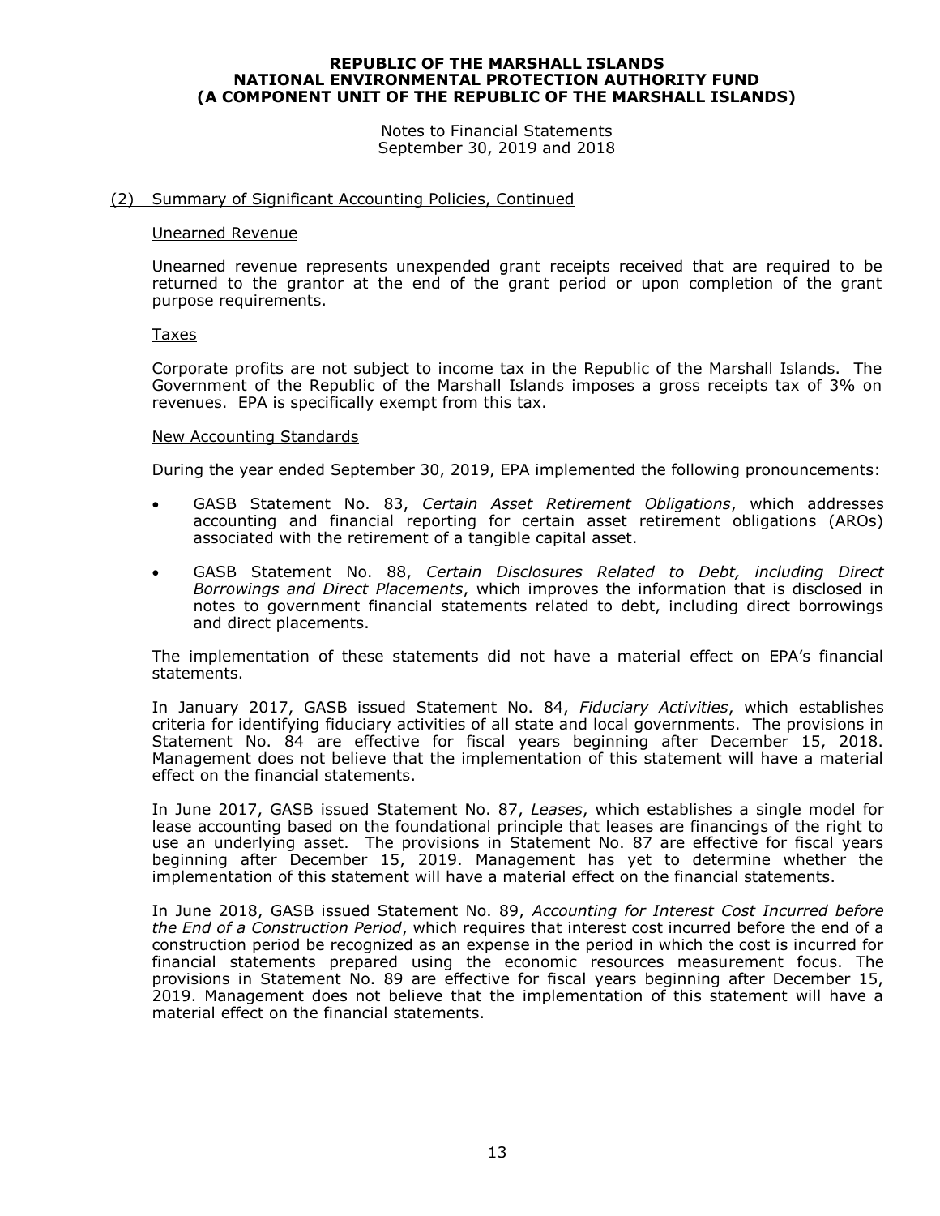## (2) Summary of Significant Accounting Policies, Continued

### Unearned Revenue

Unearned revenue represents unexpended grant receipts received that are required to be returned to the grantor at the end of the grant period or upon completion of the grant purpose requirements.

### Taxes

Corporate profits are not subject to income tax in the Republic of the Marshall Islands. The Government of the Republic of the Marshall Islands imposes a gross receipts tax of 3% on revenues. EPA is specifically exempt from this tax.

### New Accounting Standards

During the year ended September 30, 2019, EPA implemented the following pronouncements:

- GASB Statement No. 83, *Certain Asset Retirement Obligations*, which addresses accounting and financial reporting for certain asset retirement obligations (AROs) associated with the retirement of a tangible capital asset.
- GASB Statement No. 88, *Certain Disclosures Related to Debt, including Direct Borrowings and Direct Placements*, which improves the information that is disclosed in notes to government financial statements related to debt, including direct borrowings and direct placements.

The implementation of these statements did not have a material effect on EPA's financial statements.

In January 2017, GASB issued Statement No. 84, *Fiduciary Activities*, which establishes criteria for identifying fiduciary activities of all state and local governments. The provisions in Statement No. 84 are effective for fiscal years beginning after December 15, 2018. Management does not believe that the implementation of this statement will have a material effect on the financial statements.

In June 2017, GASB issued Statement No. 87, *Leases*, which establishes a single model for lease accounting based on the foundational principle that leases are financings of the right to use an underlying asset. The provisions in Statement No. 87 are effective for fiscal years beginning after December 15, 2019. Management has yet to determine whether the implementation of this statement will have a material effect on the financial statements.

In June 2018, GASB issued Statement No. 89, *Accounting for Interest Cost Incurred before the End of a Construction Period*, which requires that interest cost incurred before the end of a construction period be recognized as an expense in the period in which the cost is incurred for financial statements prepared using the economic resources measurement focus. The provisions in Statement No. 89 are effective for fiscal years beginning after December 15, 2019. Management does not believe that the implementation of this statement will have a material effect on the financial statements.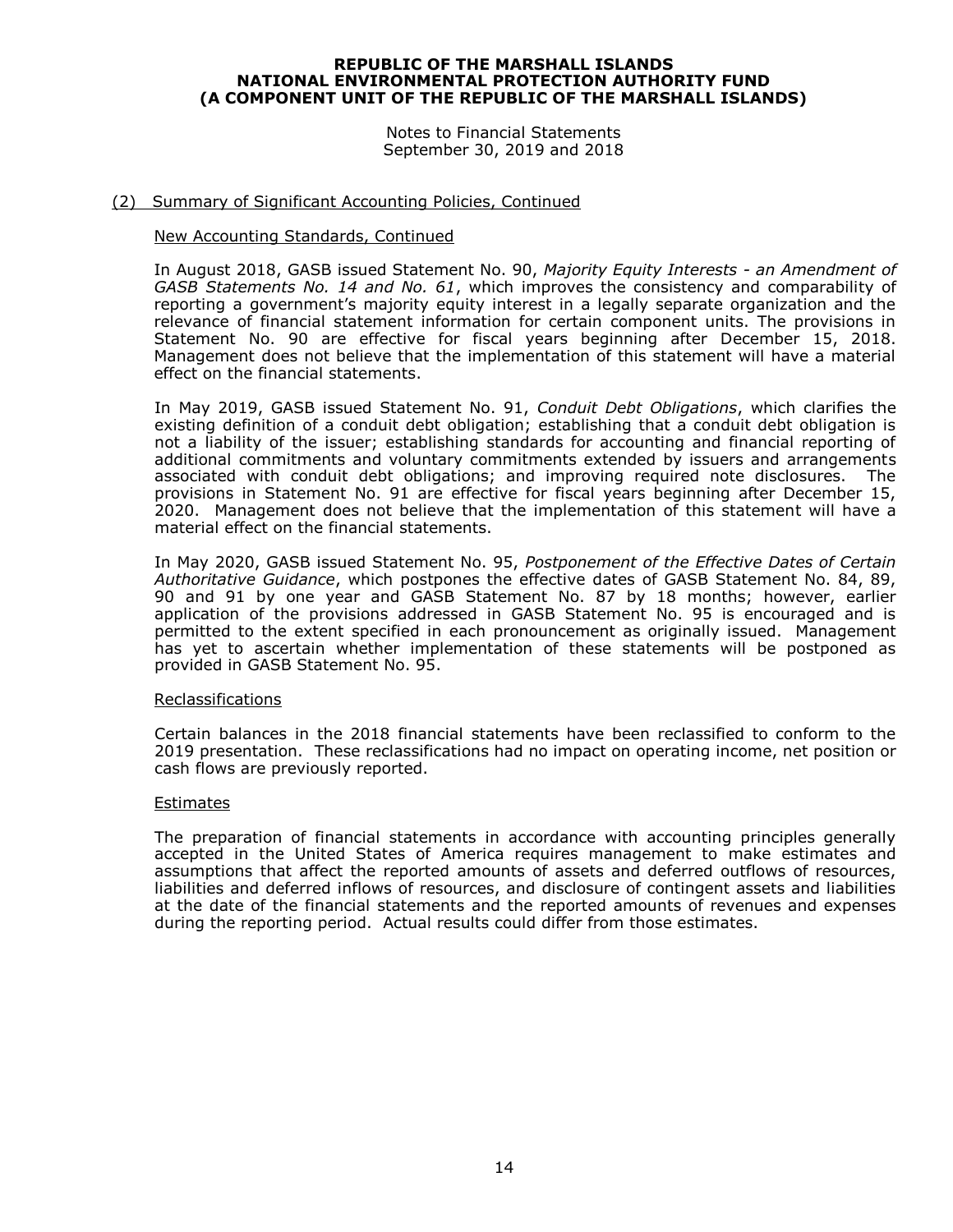**REPUBLIC OF THE MARSHALL ISLANDS**
**NATIONAL ENVIRONMENTAL PROTECTION AUTHORITY FUND**
**(A COMPONENT UNIT OF THE REPUBLIC OF THE MARSHALL ISLANDS)**

Notes to Financial Statements
September 30, 2019 and 2018

## (2) Summary of Significant Accounting Policies, Continued

### New Accounting Standards, Continued

In August 2018, GASB issued Statement No. 90, *Majority Equity Interests - an Amendment of GASB Statements No. 14 and No. 61*, which improves the consistency and comparability of reporting a government's majority equity interest in a legally separate organization and the relevance of financial statement information for certain component units. The provisions in Statement No. 90 are effective for fiscal years beginning after December 15, 2018. Management does not believe that the implementation of this statement will have a material effect on the financial statements.

In May 2019, GASB issued Statement No. 91, *Conduit Debt Obligations*, which clarifies the existing definition of a conduit debt obligation; establishing that a conduit debt obligation is not a liability of the issuer; establishing standards for accounting and financial reporting of additional commitments and voluntary commitments extended by issuers and arrangements associated with conduit debt obligations; and improving required note disclosures. The provisions in Statement No. 91 are effective for fiscal years beginning after December 15, 2020. Management does not believe that the implementation of this statement will have a material effect on the financial statements.

In May 2020, GASB issued Statement No. 95, *Postponement of the Effective Dates of Certain Authoritative Guidance*, which postpones the effective dates of GASB Statement No. 84, 89, 90 and 91 by one year and GASB Statement No. 87 by 18 months; however, earlier application of the provisions addressed in GASB Statement No. 95 is encouraged and is permitted to the extent specified in each pronouncement as originally issued. Management has yet to ascertain whether implementation of these statements will be postponed as provided in GASB Statement No. 95.

### Reclassifications

Certain balances in the 2018 financial statements have been reclassified to conform to the 2019 presentation. These reclassifications had no impact on operating income, net position or cash flows are previously reported.

### Estimates

The preparation of financial statements in accordance with accounting principles generally accepted in the United States of America requires management to make estimates and assumptions that affect the reported amounts of assets and deferred outflows of resources, liabilities and deferred inflows of resources, and disclosure of contingent assets and liabilities at the date of the financial statements and the reported amounts of revenues and expenses during the reporting period. Actual results could differ from those estimates.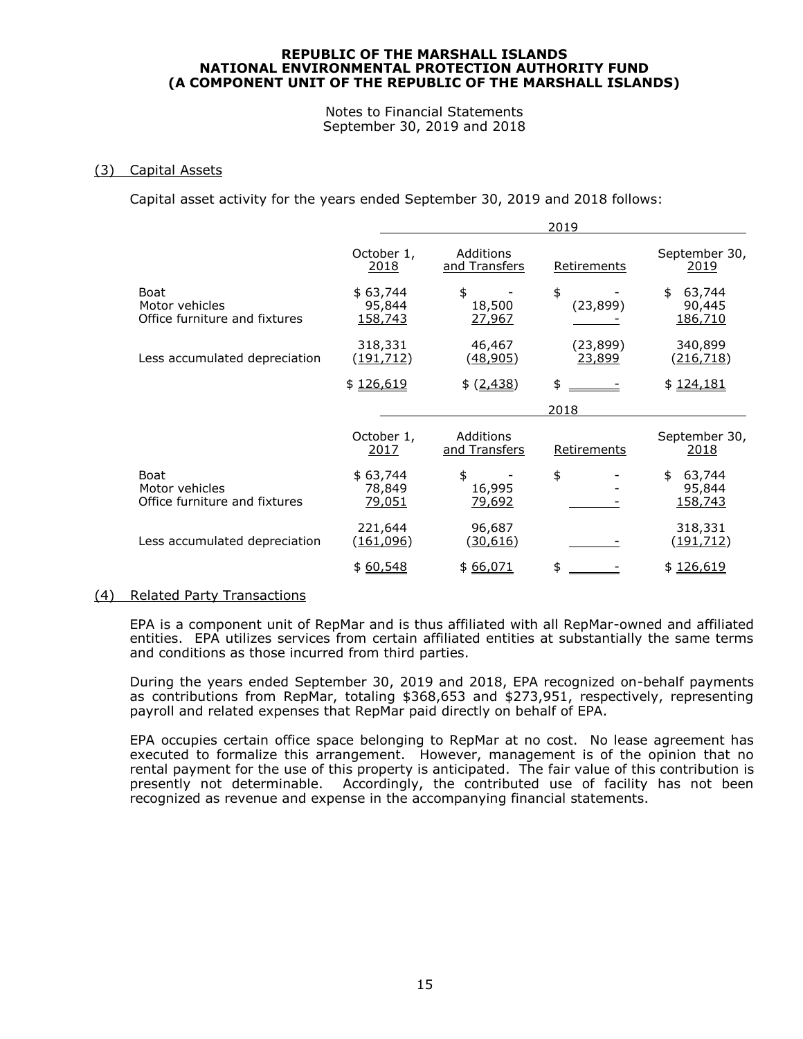**REPUBLIC OF THE MARSHALL ISLANDS**
**NATIONAL ENVIRONMENTAL PROTECTION AUTHORITY FUND**
**(A COMPONENT UNIT OF THE REPUBLIC OF THE MARSHALL ISLANDS)**

Notes to Financial Statements
September 30, 2019 and 2018

## (3) Capital Assets

Capital asset activity for the years ended September 30, 2019 and 2018 follows:

| | 2019 | | | |
|---|---|---|---|---|
| | October 1, 2018 | Additions and Transfers | Retirements | September 30, 2019 |
| Boat | $ 63,744 | $ - | $ - | $ 63,744 |
| Motor vehicles | 95,844 | 18,500 | (23,899) | 90,445 |
| Office furniture and fixtures | 158,743 | 27,967 | - | 186,710 |
| | 318,331 | 46,467 | (23,899) | 340,899 |
| Less accumulated depreciation | (191,712) | (48,905) | 23,899 | (216,718) |
| | $ 126,619 | $ (2,438) | $ - | $ 124,181 |

| | 2018 | | | |
|---|---|---|---|---|
| | October 1, 2017 | Additions and Transfers | Retirements | September 30, 2018 |
| Boat | $ 63,744 | $ - | $ - | $ 63,744 |
| Motor vehicles | 78,849 | 16,995 | - | 95,844 |
| Office furniture and fixtures | 79,051 | 79,692 | - | 158,743 |
| | 221,644 | 96,687 | | 318,331 |
| Less accumulated depreciation | (161,096) | (30,616) | - | (191,712) |
| | $ 60,548 | $ 66,071 | $ - | $ 126,619 |

## (4) Related Party Transactions

EPA is a component unit of RepMar and is thus affiliated with all RepMar-owned and affiliated entities. EPA utilizes services from certain affiliated entities at substantially the same terms and conditions as those incurred from third parties.

During the years ended September 30, 2019 and 2018, EPA recognized on-behalf payments as contributions from RepMar, totaling $368,653 and $273,951, respectively, representing payroll and related expenses that RepMar paid directly on behalf of EPA.

EPA occupies certain office space belonging to RepMar at no cost. No lease agreement has executed to formalize this arrangement. However, management is of the opinion that no rental payment for the use of this property is anticipated. The fair value of this contribution is presently not determinable. Accordingly, the contributed use of facility has not been recognized as revenue and expense in the accompanying financial statements.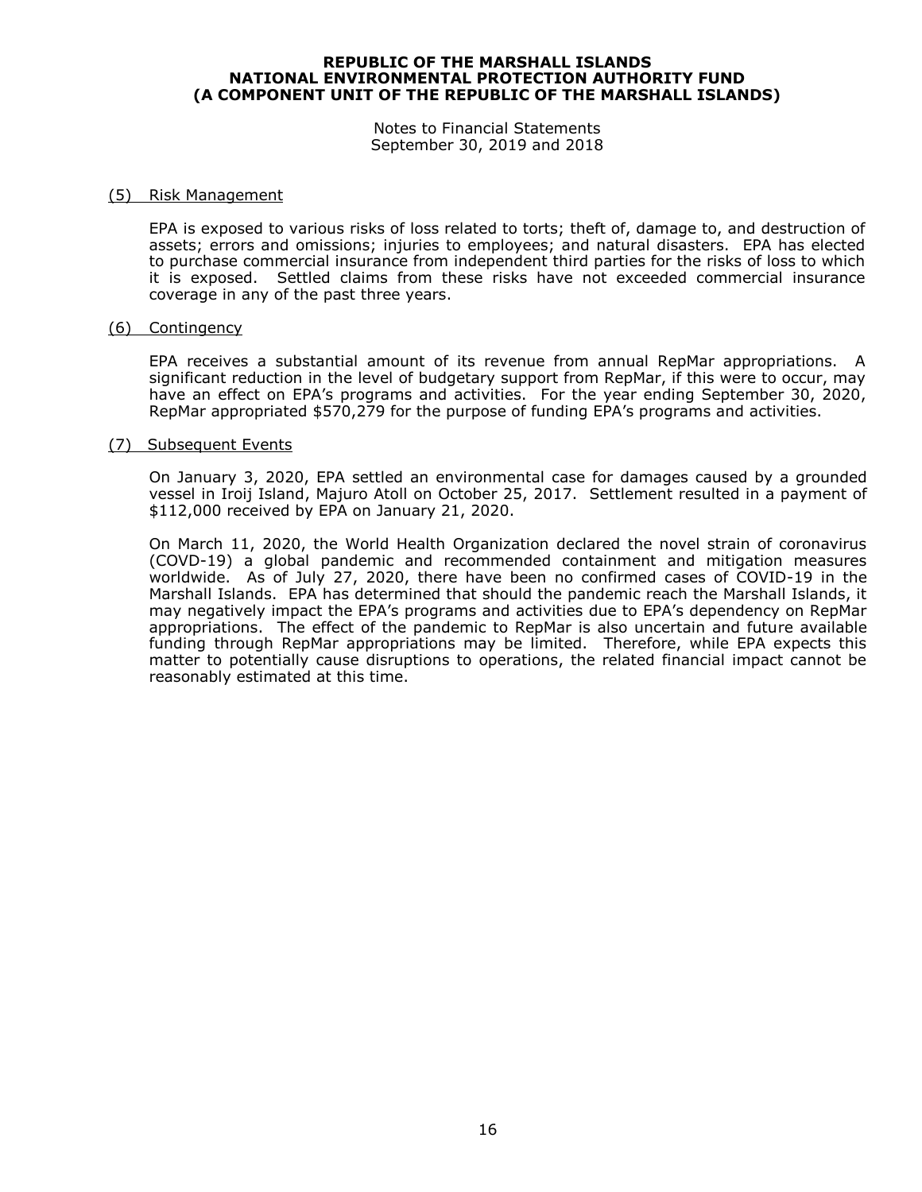# REPUBLIC OF THE MARSHALL ISLANDS
# NATIONAL ENVIRONMENTAL PROTECTION AUTHORITY FUND
# (A COMPONENT UNIT OF THE REPUBLIC OF THE MARSHALL ISLANDS)

Notes to Financial Statements
September 30, 2019 and 2018

## (5) Risk Management

EPA is exposed to various risks of loss related to torts; theft of, damage to, and destruction of assets; errors and omissions; injuries to employees; and natural disasters. EPA has elected to purchase commercial insurance from independent third parties for the risks of loss to which it is exposed. Settled claims from these risks have not exceeded commercial insurance coverage in any of the past three years.

## (6) Contingency

EPA receives a substantial amount of its revenue from annual RepMar appropriations. A significant reduction in the level of budgetary support from RepMar, if this were to occur, may have an effect on EPA's programs and activities. For the year ending September 30, 2020, RepMar appropriated $570,279 for the purpose of funding EPA's programs and activities.

## (7) Subsequent Events

On January 3, 2020, EPA settled an environmental case for damages caused by a grounded vessel in Iroij Island, Majuro Atoll on October 25, 2017. Settlement resulted in a payment of $112,000 received by EPA on January 21, 2020.

On March 11, 2020, the World Health Organization declared the novel strain of coronavirus (COVD-19) a global pandemic and recommended containment and mitigation measures worldwide. As of July 27, 2020, there have been no confirmed cases of COVID-19 in the Marshall Islands. EPA has determined that should the pandemic reach the Marshall Islands, it may negatively impact the EPA's programs and activities due to EPA's dependency on RepMar appropriations. The effect of the pandemic to RepMar is also uncertain and future available funding through RepMar appropriations may be limited. Therefore, while EPA expects this matter to potentially cause disruptions to operations, the related financial impact cannot be reasonably estimated at this time.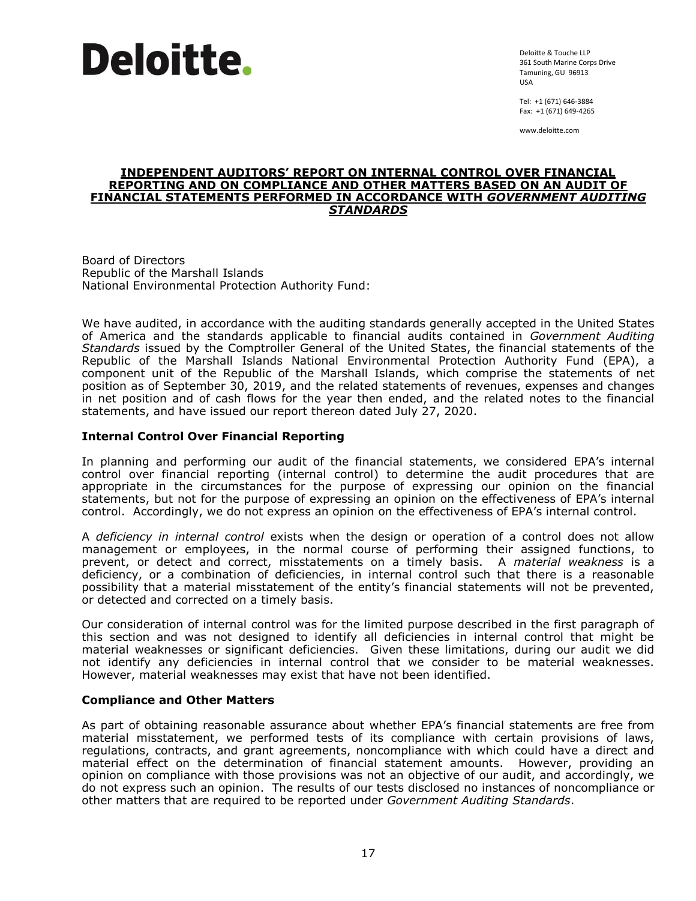**Deloitte.**

Deloitte & Touche LLP
361 South Marine Corps Drive
Tamuning, GU 96913
USA

Tel: +1 (671) 646-3884
Fax: +1 (671) 649-4265

www.deloitte.com

# INDEPENDENT AUDITORS' REPORT ON INTERNAL CONTROL OVER FINANCIAL REPORTING AND ON COMPLIANCE AND OTHER MATTERS BASED ON AN AUDIT OF FINANCIAL STATEMENTS PERFORMED IN ACCORDANCE WITH *GOVERNMENT AUDITING STANDARDS*

Board of Directors
Republic of the Marshall Islands
National Environmental Protection Authority Fund:

We have audited, in accordance with the auditing standards generally accepted in the United States of America and the standards applicable to financial audits contained in *Government Auditing Standards* issued by the Comptroller General of the United States, the financial statements of the Republic of the Marshall Islands National Environmental Protection Authority Fund (EPA), a component unit of the Republic of the Marshall Islands, which comprise the statements of net position as of September 30, 2019, and the related statements of revenues, expenses and changes in net position and of cash flows for the year then ended, and the related notes to the financial statements, and have issued our report thereon dated July 27, 2020.

### Internal Control Over Financial Reporting

In planning and performing our audit of the financial statements, we considered EPA's internal control over financial reporting (internal control) to determine the audit procedures that are appropriate in the circumstances for the purpose of expressing our opinion on the financial statements, but not for the purpose of expressing an opinion on the effectiveness of EPA's internal control. Accordingly, we do not express an opinion on the effectiveness of EPA's internal control.

A *deficiency in internal control* exists when the design or operation of a control does not allow management or employees, in the normal course of performing their assigned functions, to prevent, or detect and correct, misstatements on a timely basis. A *material weakness* is a deficiency, or a combination of deficiencies, in internal control such that there is a reasonable possibility that a material misstatement of the entity's financial statements will not be prevented, or detected and corrected on a timely basis.

Our consideration of internal control was for the limited purpose described in the first paragraph of this section and was not designed to identify all deficiencies in internal control that might be material weaknesses or significant deficiencies. Given these limitations, during our audit we did not identify any deficiencies in internal control that we consider to be material weaknesses. However, material weaknesses may exist that have not been identified.

### Compliance and Other Matters

As part of obtaining reasonable assurance about whether EPA's financial statements are free from material misstatement, we performed tests of its compliance with certain provisions of laws, regulations, contracts, and grant agreements, noncompliance with which could have a direct and material effect on the determination of financial statement amounts. However, providing an opinion on compliance with those provisions was not an objective of our audit, and accordingly, we do not express such an opinion. The results of our tests disclosed no instances of noncompliance or other matters that are required to be reported under *Government Auditing Standards*.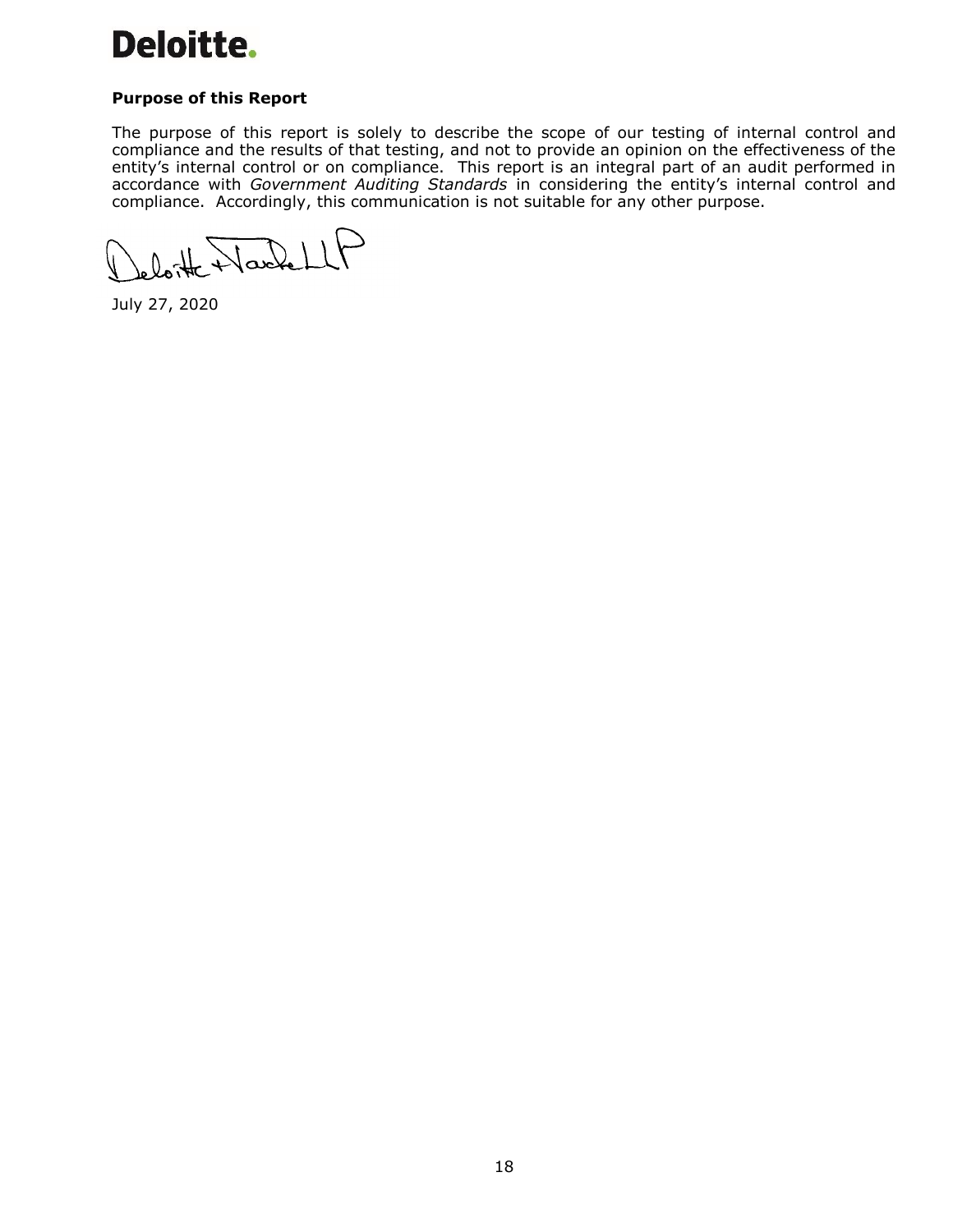**Deloitte.**

**Purpose of this Report**

The purpose of this report is solely to describe the scope of our testing of internal control and compliance and the results of that testing, and not to provide an opinion on the effectiveness of the entity's internal control or on compliance. This report is an integral part of an audit performed in accordance with *Government Auditing Standards* in considering the entity's internal control and compliance. Accordingly, this communication is not suitable for any other purpose.

Deloitte & Touche LLP

July 27, 2020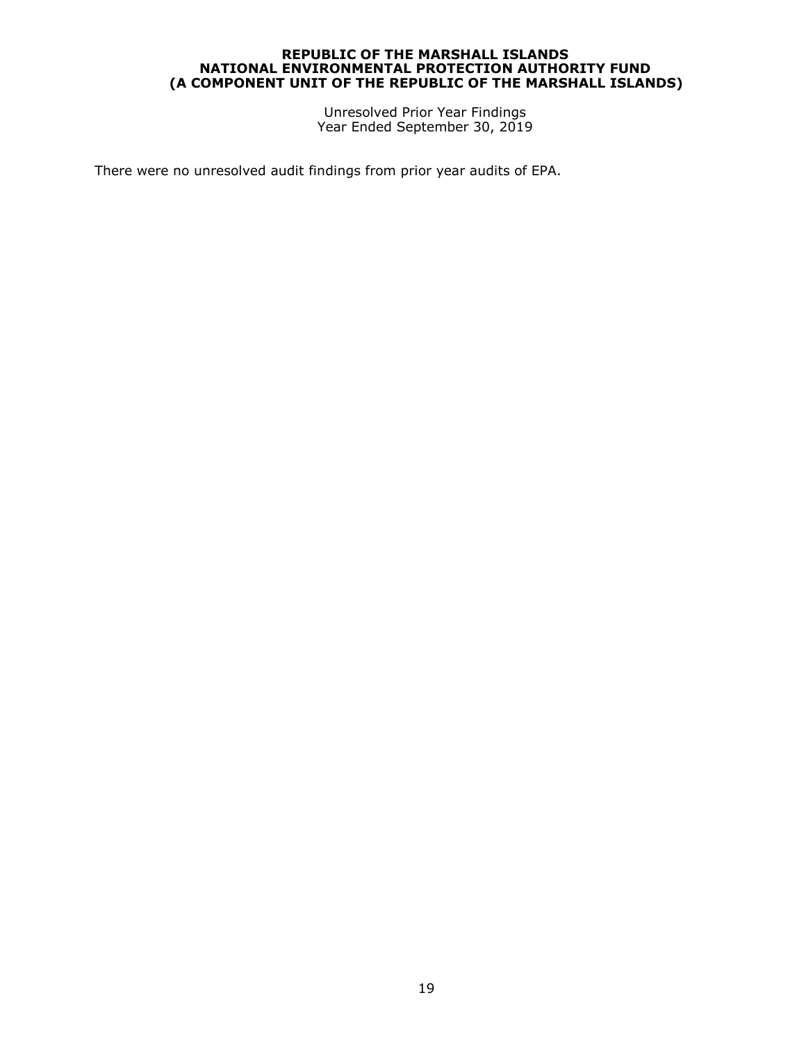**REPUBLIC OF THE MARSHALL ISLANDS**
**NATIONAL ENVIRONMENTAL PROTECTION AUTHORITY FUND**
**(A COMPONENT UNIT OF THE REPUBLIC OF THE MARSHALL ISLANDS)**

Unresolved Prior Year Findings
Year Ended September 30, 2019

There were no unresolved audit findings from prior year audits of EPA.